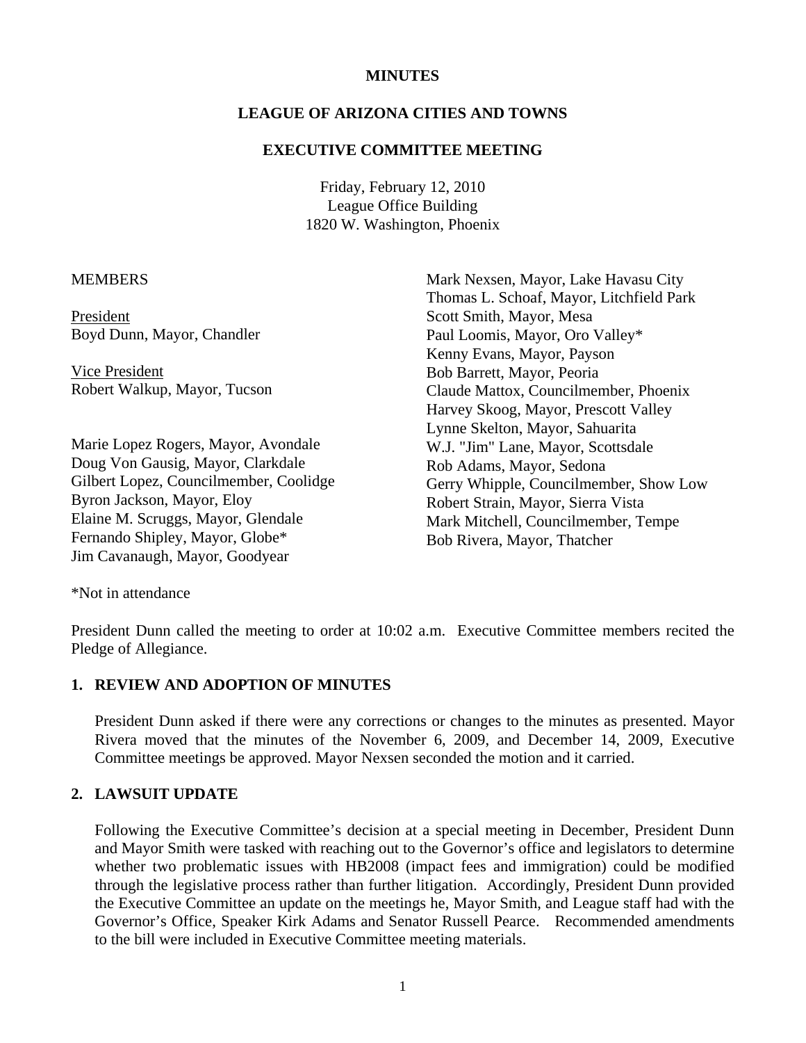**MINUTES**

**LEAGUE OF ARIZONA CITIES AND TOWNS**

**EXECUTIVE COMMITTEE MEETING**

Friday, February 12, 2010
League Office Building
1820 W. Washington, Phoenix

MEMBERS

President
Boyd Dunn, Mayor, Chandler

Vice President
Robert Walkup, Mayor, Tucson

Marie Lopez Rogers, Mayor, Avondale
Doug Von Gausig, Mayor, Clarkdale
Gilbert Lopez, Councilmember, Coolidge
Byron Jackson, Mayor, Eloy
Elaine M. Scruggs, Mayor, Glendale
Fernando Shipley, Mayor, Globe*
Jim Cavanaugh, Mayor, Goodyear
Mark Nexsen, Mayor, Lake Havasu City
Thomas L. Schoaf, Mayor, Litchfield Park
Scott Smith, Mayor, Mesa
Paul Loomis, Mayor, Oro Valley*
Kenny Evans, Mayor, Payson
Bob Barrett, Mayor, Peoria
Claude Mattox, Councilmember, Phoenix
Harvey Skoog, Mayor, Prescott Valley
Lynne Skelton, Mayor, Sahuarita
W.J. "Jim" Lane, Mayor, Scottsdale
Rob Adams, Mayor, Sedona
Gerry Whipple, Councilmember, Show Low
Robert Strain, Mayor, Sierra Vista
Mark Mitchell, Councilmember, Tempe
Bob Rivera, Mayor, Thatcher

*Not in attendance

President Dunn called the meeting to order at 10:02 a.m. Executive Committee members recited the Pledge of Allegiance.

## 1. REVIEW AND ADOPTION OF MINUTES

President Dunn asked if there were any corrections or changes to the minutes as presented. Mayor Rivera moved that the minutes of the November 6, 2009, and December 14, 2009, Executive Committee meetings be approved. Mayor Nexsen seconded the motion and it carried.

## 2. LAWSUIT UPDATE

Following the Executive Committee's decision at a special meeting in December, President Dunn and Mayor Smith were tasked with reaching out to the Governor's office and legislators to determine whether two problematic issues with HB2008 (impact fees and immigration) could be modified through the legislative process rather than further litigation. Accordingly, President Dunn provided the Executive Committee an update on the meetings he, Mayor Smith, and League staff had with the Governor's Office, Speaker Kirk Adams and Senator Russell Pearce. Recommended amendments to the bill were included in Executive Committee meeting materials.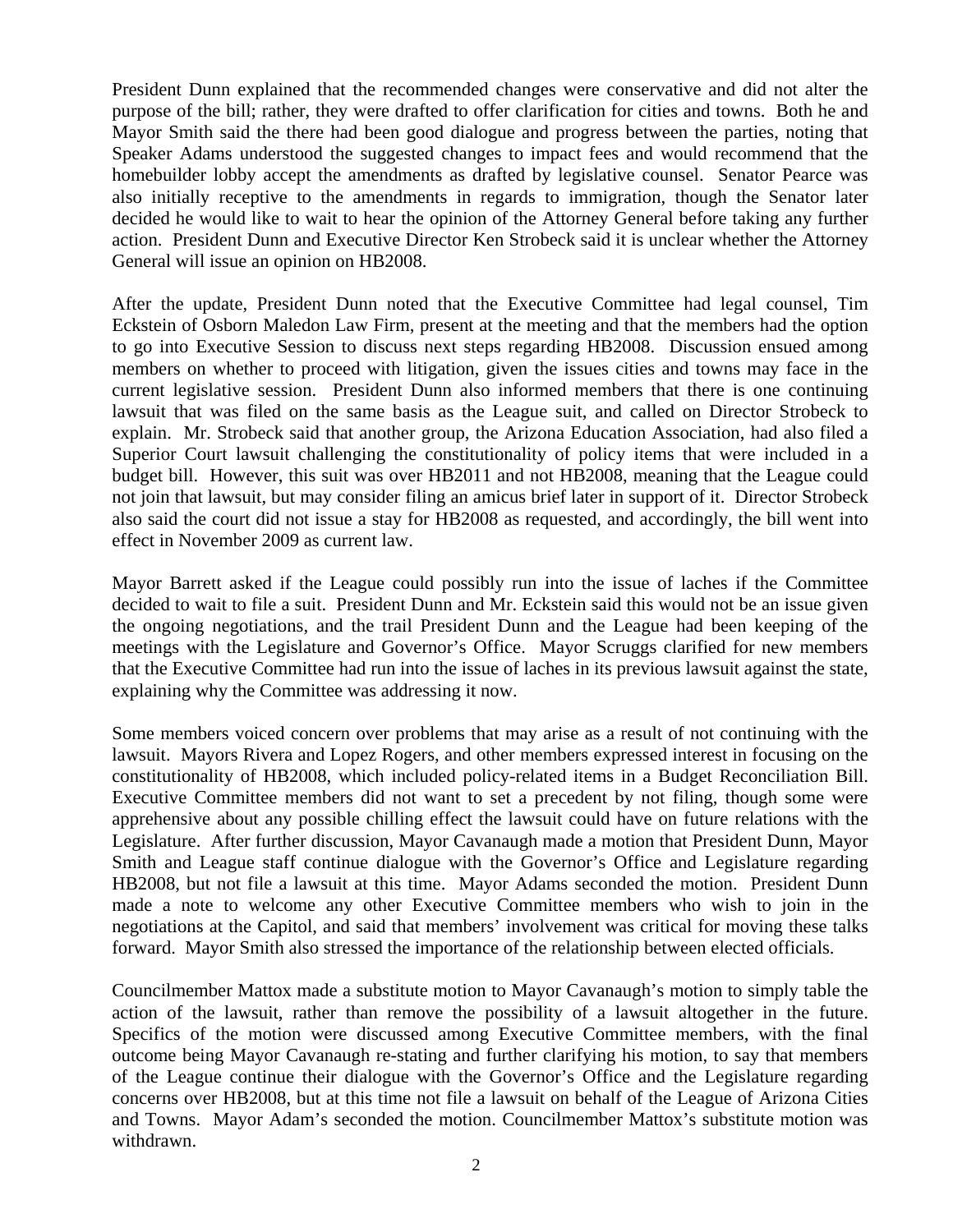President Dunn explained that the recommended changes were conservative and did not alter the purpose of the bill; rather, they were drafted to offer clarification for cities and towns. Both he and Mayor Smith said the there had been good dialogue and progress between the parties, noting that Speaker Adams understood the suggested changes to impact fees and would recommend that the homebuilder lobby accept the amendments as drafted by legislative counsel. Senator Pearce was also initially receptive to the amendments in regards to immigration, though the Senator later decided he would like to wait to hear the opinion of the Attorney General before taking any further action. President Dunn and Executive Director Ken Strobeck said it is unclear whether the Attorney General will issue an opinion on HB2008.

After the update, President Dunn noted that the Executive Committee had legal counsel, Tim Eckstein of Osborn Maledon Law Firm, present at the meeting and that the members had the option to go into Executive Session to discuss next steps regarding HB2008. Discussion ensued among members on whether to proceed with litigation, given the issues cities and towns may face in the current legislative session. President Dunn also informed members that there is one continuing lawsuit that was filed on the same basis as the League suit, and called on Director Strobeck to explain. Mr. Strobeck said that another group, the Arizona Education Association, had also filed a Superior Court lawsuit challenging the constitutionality of policy items that were included in a budget bill. However, this suit was over HB2011 and not HB2008, meaning that the League could not join that lawsuit, but may consider filing an amicus brief later in support of it. Director Strobeck also said the court did not issue a stay for HB2008 as requested, and accordingly, the bill went into effect in November 2009 as current law.

Mayor Barrett asked if the League could possibly run into the issue of laches if the Committee decided to wait to file a suit. President Dunn and Mr. Eckstein said this would not be an issue given the ongoing negotiations, and the trail President Dunn and the League had been keeping of the meetings with the Legislature and Governor's Office. Mayor Scruggs clarified for new members that the Executive Committee had run into the issue of laches in its previous lawsuit against the state, explaining why the Committee was addressing it now.

Some members voiced concern over problems that may arise as a result of not continuing with the lawsuit. Mayors Rivera and Lopez Rogers, and other members expressed interest in focusing on the constitutionality of HB2008, which included policy-related items in a Budget Reconciliation Bill. Executive Committee members did not want to set a precedent by not filing, though some were apprehensive about any possible chilling effect the lawsuit could have on future relations with the Legislature. After further discussion, Mayor Cavanaugh made a motion that President Dunn, Mayor Smith and League staff continue dialogue with the Governor's Office and Legislature regarding HB2008, but not file a lawsuit at this time. Mayor Adams seconded the motion. President Dunn made a note to welcome any other Executive Committee members who wish to join in the negotiations at the Capitol, and said that members' involvement was critical for moving these talks forward. Mayor Smith also stressed the importance of the relationship between elected officials.

Councilmember Mattox made a substitute motion to Mayor Cavanaugh's motion to simply table the action of the lawsuit, rather than remove the possibility of a lawsuit altogether in the future. Specifics of the motion were discussed among Executive Committee members, with the final outcome being Mayor Cavanaugh re-stating and further clarifying his motion, to say that members of the League continue their dialogue with the Governor's Office and the Legislature regarding concerns over HB2008, but at this time not file a lawsuit on behalf of the League of Arizona Cities and Towns. Mayor Adam's seconded the motion. Councilmember Mattox's substitute motion was withdrawn.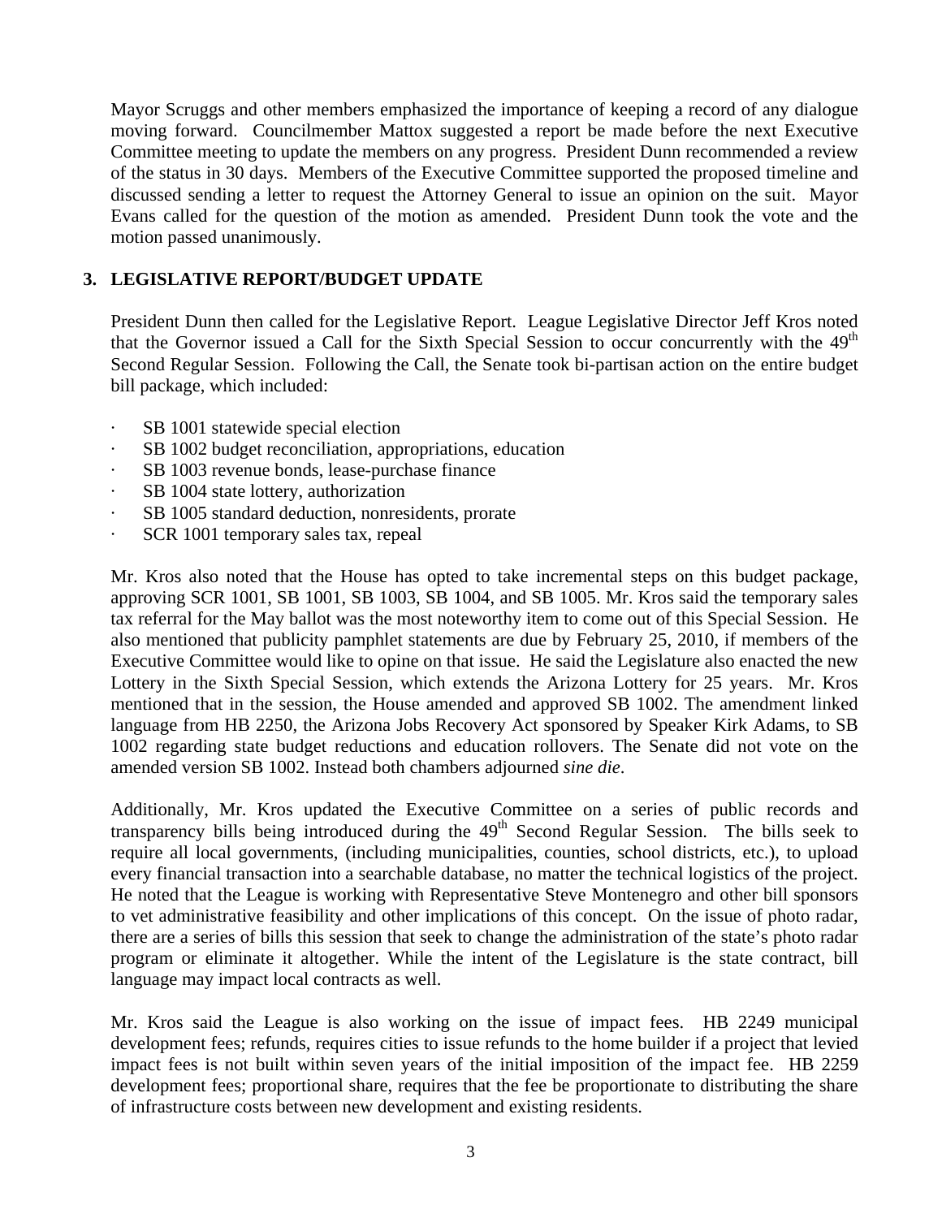Mayor Scruggs and other members emphasized the importance of keeping a record of any dialogue moving forward. Councilmember Mattox suggested a report be made before the next Executive Committee meeting to update the members on any progress. President Dunn recommended a review of the status in 30 days. Members of the Executive Committee supported the proposed timeline and discussed sending a letter to request the Attorney General to issue an opinion on the suit. Mayor Evans called for the question of the motion as amended. President Dunn took the vote and the motion passed unanimously.

**3. LEGISLATIVE REPORT/BUDGET UPDATE**

President Dunn then called for the Legislative Report. League Legislative Director Jeff Kros noted that the Governor issued a Call for the Sixth Special Session to occur concurrently with the 49th Second Regular Session. Following the Call, the Senate took bi-partisan action on the entire budget bill package, which included:

- SB 1001 statewide special election
- SB 1002 budget reconciliation, appropriations, education
- SB 1003 revenue bonds, lease-purchase finance
- SB 1004 state lottery, authorization
- SB 1005 standard deduction, nonresidents, prorate
- SCR 1001 temporary sales tax, repeal

Mr. Kros also noted that the House has opted to take incremental steps on this budget package, approving SCR 1001, SB 1001, SB 1003, SB 1004, and SB 1005. Mr. Kros said the temporary sales tax referral for the May ballot was the most noteworthy item to come out of this Special Session. He also mentioned that publicity pamphlet statements are due by February 25, 2010, if members of the Executive Committee would like to opine on that issue. He said the Legislature also enacted the new Lottery in the Sixth Special Session, which extends the Arizona Lottery for 25 years. Mr. Kros mentioned that in the session, the House amended and approved SB 1002. The amendment linked language from HB 2250, the Arizona Jobs Recovery Act sponsored by Speaker Kirk Adams, to SB 1002 regarding state budget reductions and education rollovers. The Senate did not vote on the amended version SB 1002. Instead both chambers adjourned *sine die*.

Additionally, Mr. Kros updated the Executive Committee on a series of public records and transparency bills being introduced during the 49th Second Regular Session. The bills seek to require all local governments, (including municipalities, counties, school districts, etc.), to upload every financial transaction into a searchable database, no matter the technical logistics of the project. He noted that the League is working with Representative Steve Montenegro and other bill sponsors to vet administrative feasibility and other implications of this concept. On the issue of photo radar, there are a series of bills this session that seek to change the administration of the state's photo radar program or eliminate it altogether. While the intent of the Legislature is the state contract, bill language may impact local contracts as well.

Mr. Kros said the League is also working on the issue of impact fees. HB 2249 municipal development fees; refunds, requires cities to issue refunds to the home builder if a project that levied impact fees is not built within seven years of the initial imposition of the impact fee. HB 2259 development fees; proportional share, requires that the fee be proportionate to distributing the share of infrastructure costs between new development and existing residents.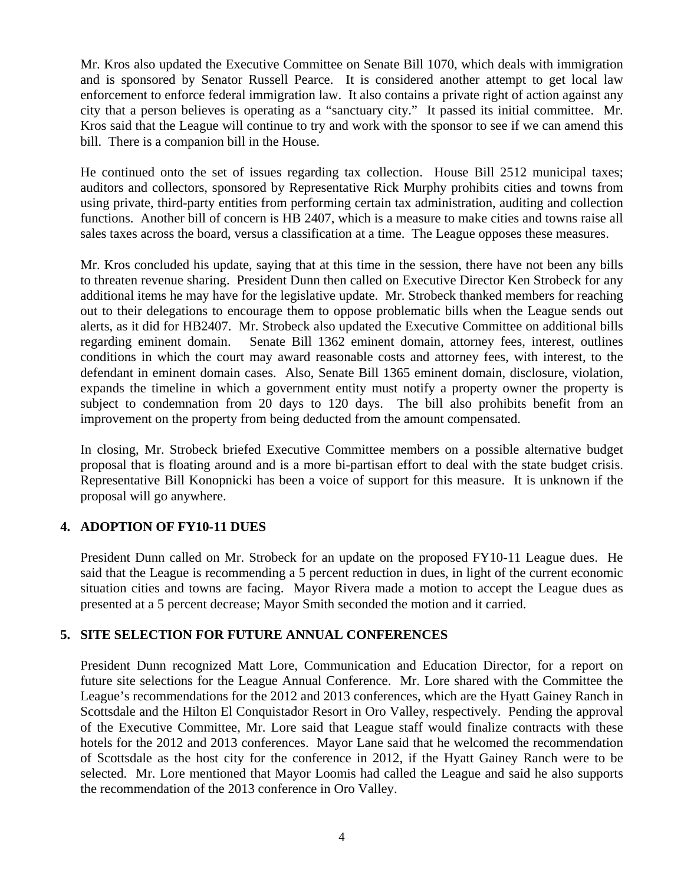Mr. Kros also updated the Executive Committee on Senate Bill 1070, which deals with immigration and is sponsored by Senator Russell Pearce. It is considered another attempt to get local law enforcement to enforce federal immigration law. It also contains a private right of action against any city that a person believes is operating as a "sanctuary city." It passed its initial committee. Mr. Kros said that the League will continue to try and work with the sponsor to see if we can amend this bill. There is a companion bill in the House.

He continued onto the set of issues regarding tax collection. House Bill 2512 municipal taxes; auditors and collectors, sponsored by Representative Rick Murphy prohibits cities and towns from using private, third-party entities from performing certain tax administration, auditing and collection functions. Another bill of concern is HB 2407, which is a measure to make cities and towns raise all sales taxes across the board, versus a classification at a time. The League opposes these measures.

Mr. Kros concluded his update, saying that at this time in the session, there have not been any bills to threaten revenue sharing. President Dunn then called on Executive Director Ken Strobeck for any additional items he may have for the legislative update. Mr. Strobeck thanked members for reaching out to their delegations to encourage them to oppose problematic bills when the League sends out alerts, as it did for HB2407. Mr. Strobeck also updated the Executive Committee on additional bills regarding eminent domain. Senate Bill 1362 eminent domain, attorney fees, interest, outlines conditions in which the court may award reasonable costs and attorney fees, with interest, to the defendant in eminent domain cases. Also, Senate Bill 1365 eminent domain, disclosure, violation, expands the timeline in which a government entity must notify a property owner the property is subject to condemnation from 20 days to 120 days. The bill also prohibits benefit from an improvement on the property from being deducted from the amount compensated.

In closing, Mr. Strobeck briefed Executive Committee members on a possible alternative budget proposal that is floating around and is a more bi-partisan effort to deal with the state budget crisis. Representative Bill Konopnicki has been a voice of support for this measure. It is unknown if the proposal will go anywhere.

## 4. ADOPTION OF FY10-11 DUES

President Dunn called on Mr. Strobeck for an update on the proposed FY10-11 League dues. He said that the League is recommending a 5 percent reduction in dues, in light of the current economic situation cities and towns are facing. Mayor Rivera made a motion to accept the League dues as presented at a 5 percent decrease; Mayor Smith seconded the motion and it carried.

## 5. SITE SELECTION FOR FUTURE ANNUAL CONFERENCES

President Dunn recognized Matt Lore, Communication and Education Director, for a report on future site selections for the League Annual Conference. Mr. Lore shared with the Committee the League's recommendations for the 2012 and 2013 conferences, which are the Hyatt Gainey Ranch in Scottsdale and the Hilton El Conquistador Resort in Oro Valley, respectively. Pending the approval of the Executive Committee, Mr. Lore said that League staff would finalize contracts with these hotels for the 2012 and 2013 conferences. Mayor Lane said that he welcomed the recommendation of Scottsdale as the host city for the conference in 2012, if the Hyatt Gainey Ranch were to be selected. Mr. Lore mentioned that Mayor Loomis had called the League and said he also supports the recommendation of the 2013 conference in Oro Valley.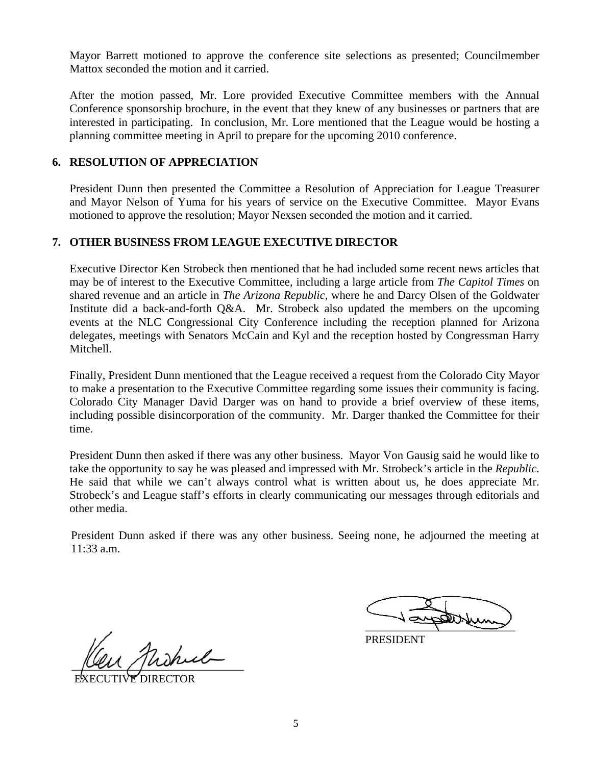Mayor Barrett motioned to approve the conference site selections as presented; Councilmember Mattox seconded the motion and it carried.

After the motion passed, Mr. Lore provided Executive Committee members with the Annual Conference sponsorship brochure, in the event that they knew of any businesses or partners that are interested in participating. In conclusion, Mr. Lore mentioned that the League would be hosting a planning committee meeting in April to prepare for the upcoming 2010 conference.

**6. RESOLUTION OF APPRECIATION**

President Dunn then presented the Committee a Resolution of Appreciation for League Treasurer and Mayor Nelson of Yuma for his years of service on the Executive Committee. Mayor Evans motioned to approve the resolution; Mayor Nexsen seconded the motion and it carried.

**7. OTHER BUSINESS FROM LEAGUE EXECUTIVE DIRECTOR**

Executive Director Ken Strobeck then mentioned that he had included some recent news articles that may be of interest to the Executive Committee, including a large article from *The Capitol Times* on shared revenue and an article in *The Arizona Republic*, where he and Darcy Olsen of the Goldwater Institute did a back-and-forth Q&A. Mr. Strobeck also updated the members on the upcoming events at the NLC Congressional City Conference including the reception planned for Arizona delegates, meetings with Senators McCain and Kyl and the reception hosted by Congressman Harry Mitchell.

Finally, President Dunn mentioned that the League received a request from the Colorado City Mayor to make a presentation to the Executive Committee regarding some issues their community is facing. Colorado City Manager David Darger was on hand to provide a brief overview of these items, including possible disincorporation of the community. Mr. Darger thanked the Committee for their time.

President Dunn then asked if there was any other business. Mayor Von Gausig said he would like to take the opportunity to say he was pleased and impressed with Mr. Strobeck's article in the *Republic*. He said that while we can't always control what is written about us, he does appreciate Mr. Strobeck's and League staff's efforts in clearly communicating our messages through editorials and other media.

President Dunn asked if there was any other business. Seeing none, he adjourned the meeting at 11:33 a.m.

PRESIDENT

EXECUTIVE DIRECTOR